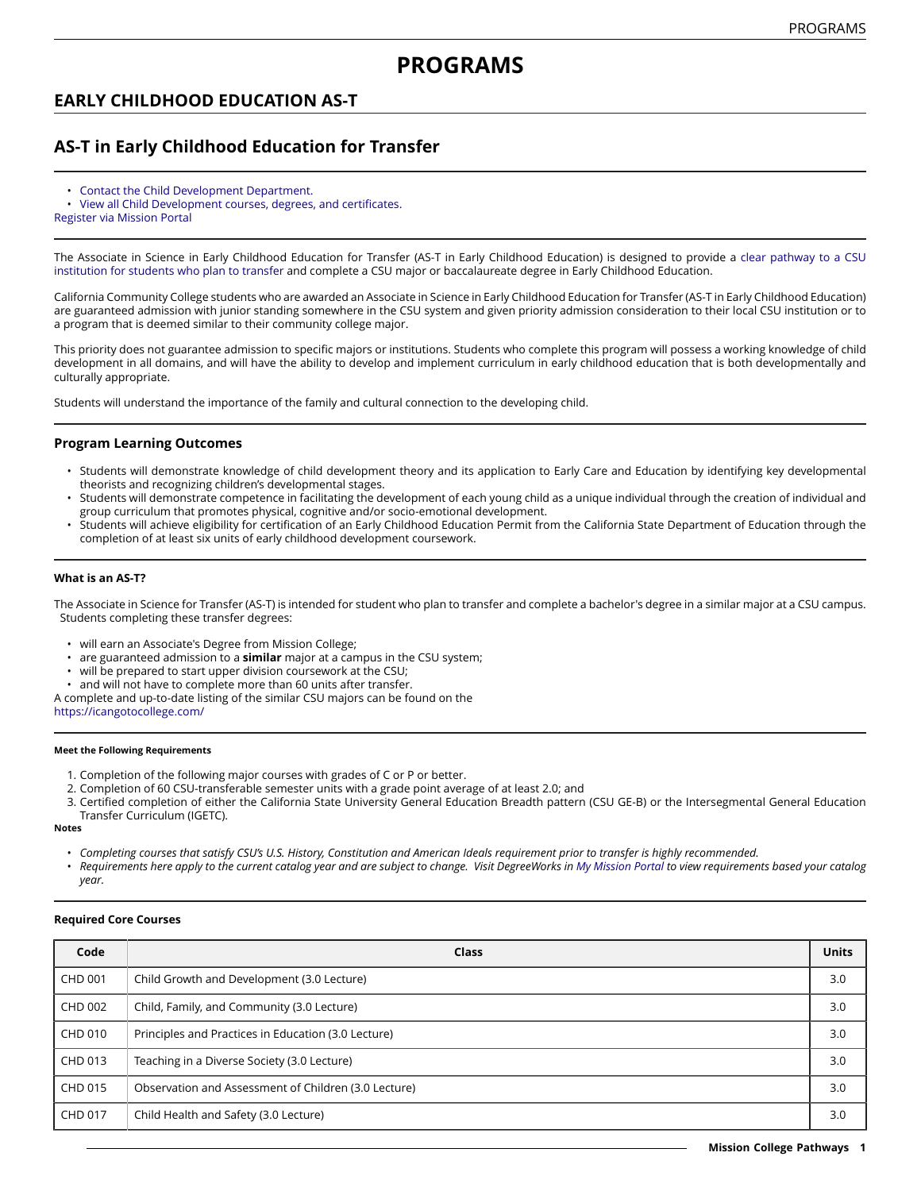# PROGRAMS

## EARLY CHILDHOOD EDUCATION AS-T

## AS-T in Early Childhood Education for Transfer

- Contact the Child Development Department.
- View all Child Development courses, degrees, and certificates.

Register via Mission Portal

The Associate in Science in Early Childhood Education for Transfer (AS-T in Early Childhood Education) is designed to provide a clear pathway to a CSU institution for students who plan to transfer and complete a CSU major or baccalaureate degree in Early Childhood Education.

California Community College students who are awarded an Associate in Science in Early Childhood Education for Transfer (AS-T in Early Childhood Education) are guaranteed admission with junior standing somewhere in the CSU system and given priority admission consideration to their local CSU institution or to a program that is deemed similar to their community college major.

This priority does not guarantee admission to specific majors or institutions. Students who complete this program will possess a working knowledge of child development in all domains, and will have the ability to develop and implement curriculum in early childhood education that is both developmentally and culturally appropriate.

Students will understand the importance of the family and cultural connection to the developing child.

### Program Learning Outcomes

- Students will demonstrate knowledge of child development theory and its application to Early Care and Education by identifying key developmental theorists and recognizing children's developmental stages.
- Students will demonstrate competence in facilitating the development of each young child as a unique individual through the creation of individual and group curriculum that promotes physical, cognitive and/or socio-emotional development.
- Students will achieve eligibility for certification of an Early Childhood Education Permit from the California State Department of Education through the completion of at least six units of early childhood development coursework.

#### What is an AS-T?

The Associate in Science for Transfer (AS-T) is intended for student who plan to transfer and complete a bachelor's degree in a similar major at a CSU campus. Students completing these transfer degrees:

- will earn an Associate's Degree from Mission College;
- are guaranteed admission to a **similar** major at a campus in the CSU system;
- will be prepared to start upper division coursework at the CSU;
- and will not have to complete more than 60 units after transfer.

A complete and up-to-date listing of the similar CSU majors can be found on the https://icangotocollege.com/

##### Meet the Following Requirements

1. Completion of the following major courses with grades of C or P or better.
2. Completion of 60 CSU-transferable semester units with a grade point average of at least 2.0; and
3. Certified completion of either the California State University General Education Breadth pattern (CSU GE-B) or the Intersegmental General Education Transfer Curriculum (IGETC).

**Notes**

- *Completing courses that satisfy CSU's U.S. History, Constitution and American Ideals requirement prior to transfer is highly recommended.*
- *Requirements here apply to the current catalog year and are subject to change. Visit DegreeWorks in My Mission Portal to view requirements based your catalog year.*

#### Required Core Courses

| Code | Class | Units |
|---|---|---|
| CHD 001 | Child Growth and Development (3.0 Lecture) | 3.0 |
| CHD 002 | Child, Family, and Community (3.0 Lecture) | 3.0 |
| CHD 010 | Principles and Practices in Education (3.0 Lecture) | 3.0 |
| CHD 013 | Teaching in a Diverse Society (3.0 Lecture) | 3.0 |
| CHD 015 | Observation and Assessment of Children (3.0 Lecture) | 3.0 |
| CHD 017 | Child Health and Safety (3.0 Lecture) | 3.0 |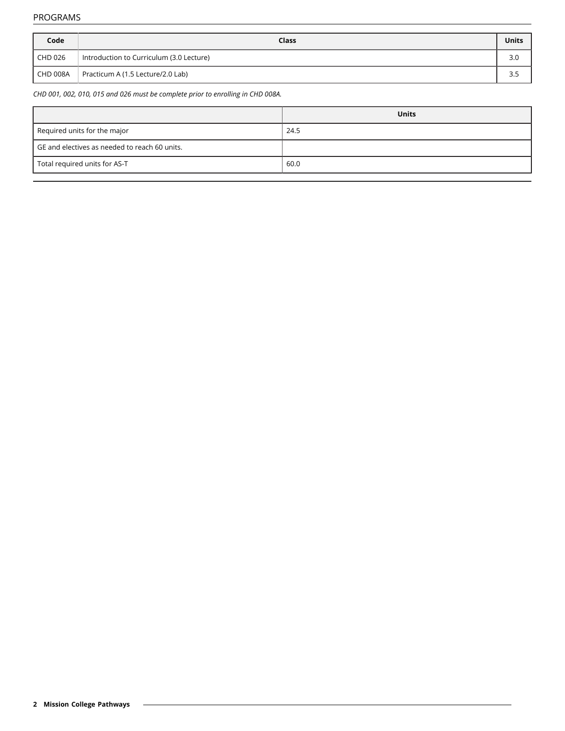| Code | Class | Units |
|---|---|---|
| CHD 026 | Introduction to Curriculum (3.0 Lecture) | 3.0 |
| CHD 008A | Practicum A (1.5 Lecture/2.0 Lab) | 3.5 |

*CHD 001, 002, 010, 015 and 026 must be complete prior to enrolling in CHD 008A.*

| | Units |
|---|---|
| Required units for the major | 24.5 |
| GE and electives as needed to reach 60 units. | |
| Total required units for AS-T | 60.0 |